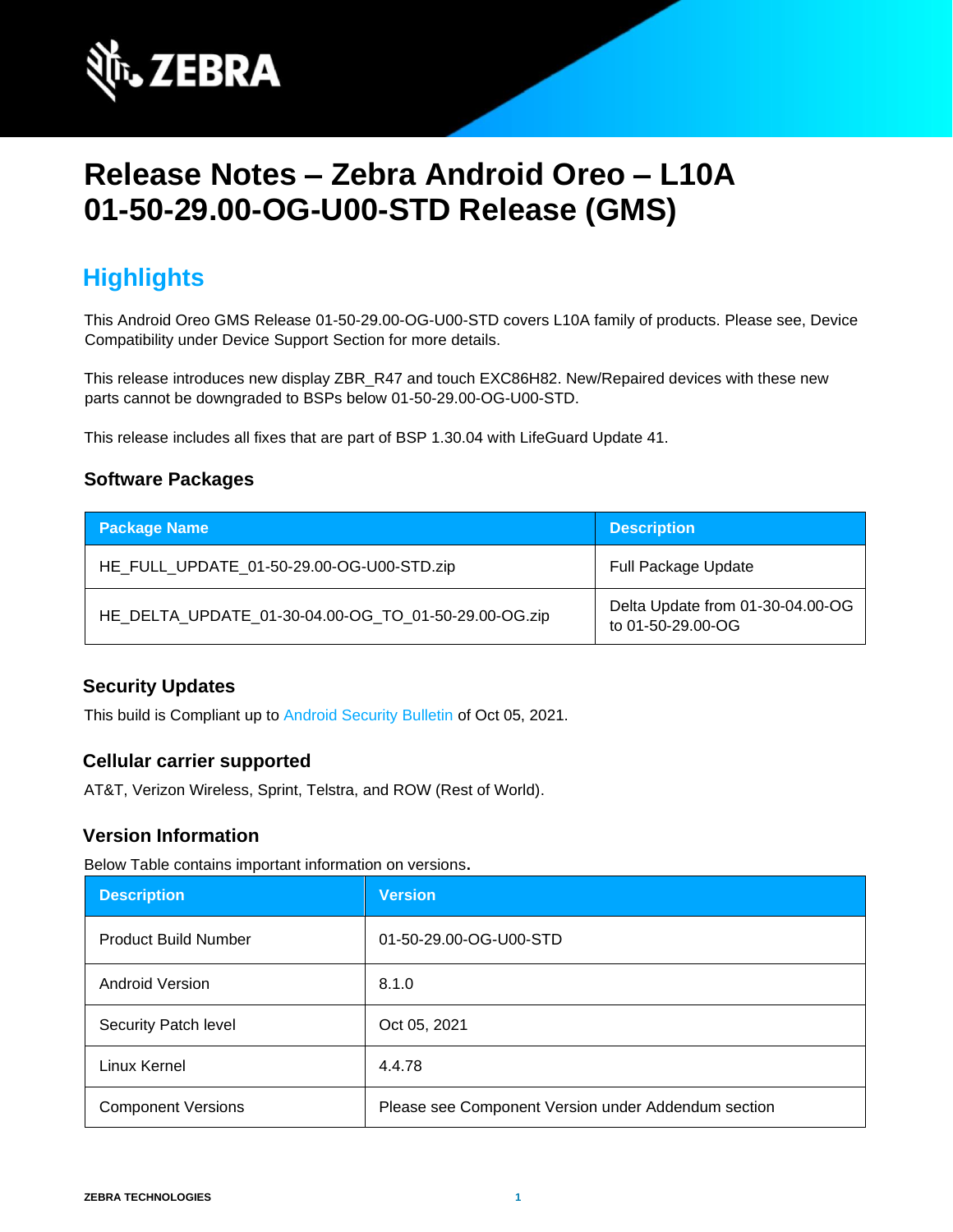# Release Notes – Zebra Android Oreo – L10A 01-50-29.00-OG-U00-STD Release (GMS)

## Highlights

This Android Oreo GMS Release 01-50-29.00-OG-U00-STD covers L10A family of products. Please see, Device Compatibility under Device Support Section for more details.

This release introduces new display ZBR_R47 and touch EXC86H82. New/Repaired devices with these new parts cannot be downgraded to BSPs below 01-50-29.00-OG-U00-STD.

This release includes all fixes that are part of BSP 1.30.04 with LifeGuard Update 41.

### Software Packages

| Package Name | Description |
| --- | --- |
| HE_FULL_UPDATE_01-50-29.00-OG-U00-STD.zip | Full Package Update |
| HE_DELTA_UPDATE_01-30-04.00-OG_TO_01-50-29.00-OG.zip | Delta Update from 01-30-04.00-OG to 01-50-29.00-OG |

### Security Updates

This build is Compliant up to Android Security Bulletin of Oct 05, 2021.

### Cellular carrier supported

AT&T, Verizon Wireless, Sprint, Telstra, and ROW (Rest of World).

### Version Information

Below Table contains important information on versions.

| Description | Version |
| --- | --- |
| Product Build Number | 01-50-29.00-OG-U00-STD |
| Android Version | 8.1.0 |
| Security Patch level | Oct 05, 2021 |
| Linux Kernel | 4.4.78 |
| Component Versions | Please see Component Version under Addendum section |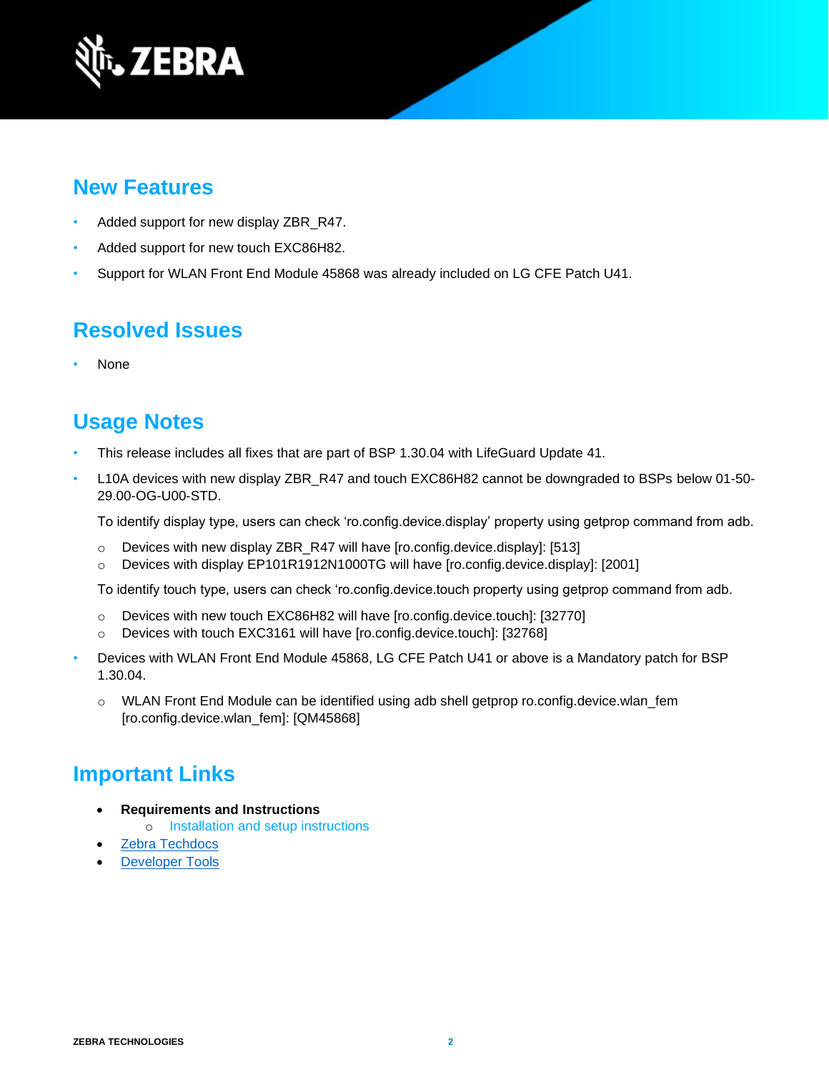## New Features

- Added support for new display ZBR_R47.
- Added support for new touch EXC86H82.
- Support for WLAN Front End Module 45868 was already included on LG CFE Patch U41.

## Resolved Issues

- None

## Usage Notes

- This release includes all fixes that are part of BSP 1.30.04 with LifeGuard Update 41.
- L10A devices with new display ZBR_R47 and touch EXC86H82 cannot be downgraded to BSPs below 01-50-29.00-OG-U00-STD.

  To identify display type, users can check 'ro.config.device.display' property using getprop command from adb.

  - Devices with new display ZBR_R47 will have [ro.config.device.display]: [513]
  - Devices with display EP101R1912N1000TG will have [ro.config.device.display]: [2001]

  To identify touch type, users can check 'ro.config.device.touch property using getprop command from adb.

  - Devices with new touch EXC86H82 will have [ro.config.device.touch]: [32770]
  - Devices with touch EXC3161 will have [ro.config.device.touch]: [32768]
- Devices with WLAN Front End Module 45868, LG CFE Patch U41 or above is a Mandatory patch for BSP 1.30.04.
  - WLAN Front End Module can be identified using adb shell getprop ro.config.device.wlan_fem [ro.config.device.wlan_fem]: [QM45868]

## Important Links

- **Requirements and Instructions**
  - Installation and setup instructions
- Zebra Techdocs
- Developer Tools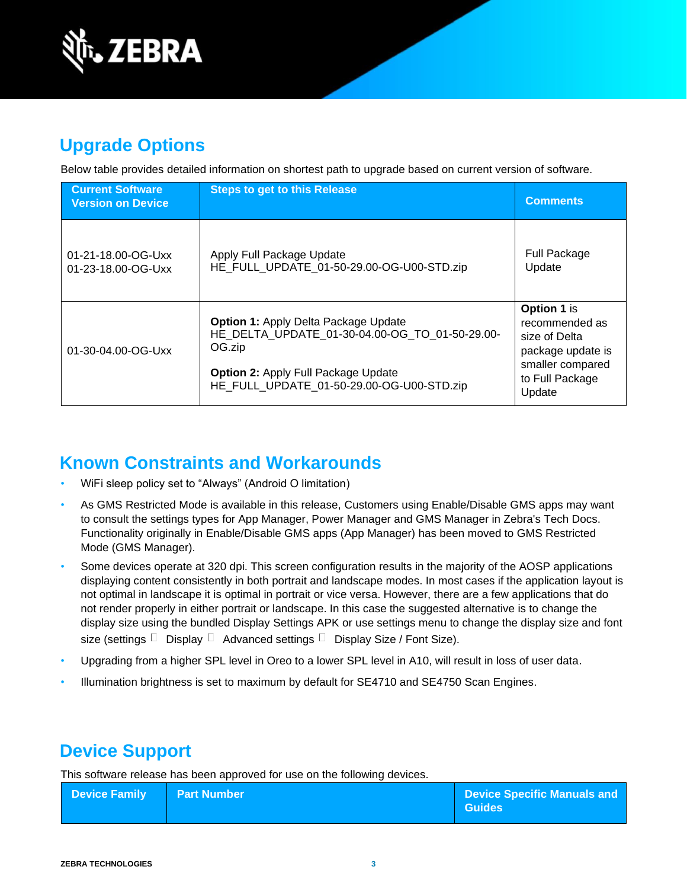## Upgrade Options

Below table provides detailed information on shortest path to upgrade based on current version of software.

| Current Software Version on Device | Steps to get to this Release | Comments |
|---|---|---|
| 01-21-18.00-OG-Uxx<br>01-23-18.00-OG-Uxx | Apply Full Package Update<br>HE_FULL_UPDATE_01-50-29.00-OG-U00-STD.zip | Full Package Update |
| 01-30-04.00-OG-Uxx | **Option 1:** Apply Delta Package Update<br>HE_DELTA_UPDATE_01-30-04.00-OG_TO_01-50-29.00-OG.zip<br><br>**Option 2:** Apply Full Package Update<br>HE_FULL_UPDATE_01-50-29.00-OG-U00-STD.zip | **Option 1** is recommended as size of Delta package update is smaller compared to Full Package Update |

## Known Constraints and Workarounds

- WiFi sleep policy set to "Always" (Android O limitation)
- As GMS Restricted Mode is available in this release, Customers using Enable/Disable GMS apps may want to consult the settings types for App Manager, Power Manager and GMS Manager in Zebra's Tech Docs. Functionality originally in Enable/Disable GMS apps (App Manager) has been moved to GMS Restricted Mode (GMS Manager).
- Some devices operate at 320 dpi. This screen configuration results in the majority of the AOSP applications displaying content consistently in both portrait and landscape modes. In most cases if the application layout is not optimal in landscape it is optimal in portrait or vice versa. However, there are a few applications that do not render properly in either portrait or landscape. In this case the suggested alternative is to change the display size using the bundled Display Settings APK or use settings menu to change the display size and font size (settings  Display  Advanced settings  Display Size / Font Size).
- Upgrading from a higher SPL level in Oreo to a lower SPL level in A10, will result in loss of user data.
- Illumination brightness is set to maximum by default for SE4710 and SE4750 Scan Engines.

## Device Support

This software release has been approved for use on the following devices.

| Device Family | Part Number | Device Specific Manuals and Guides |
|---|---|---|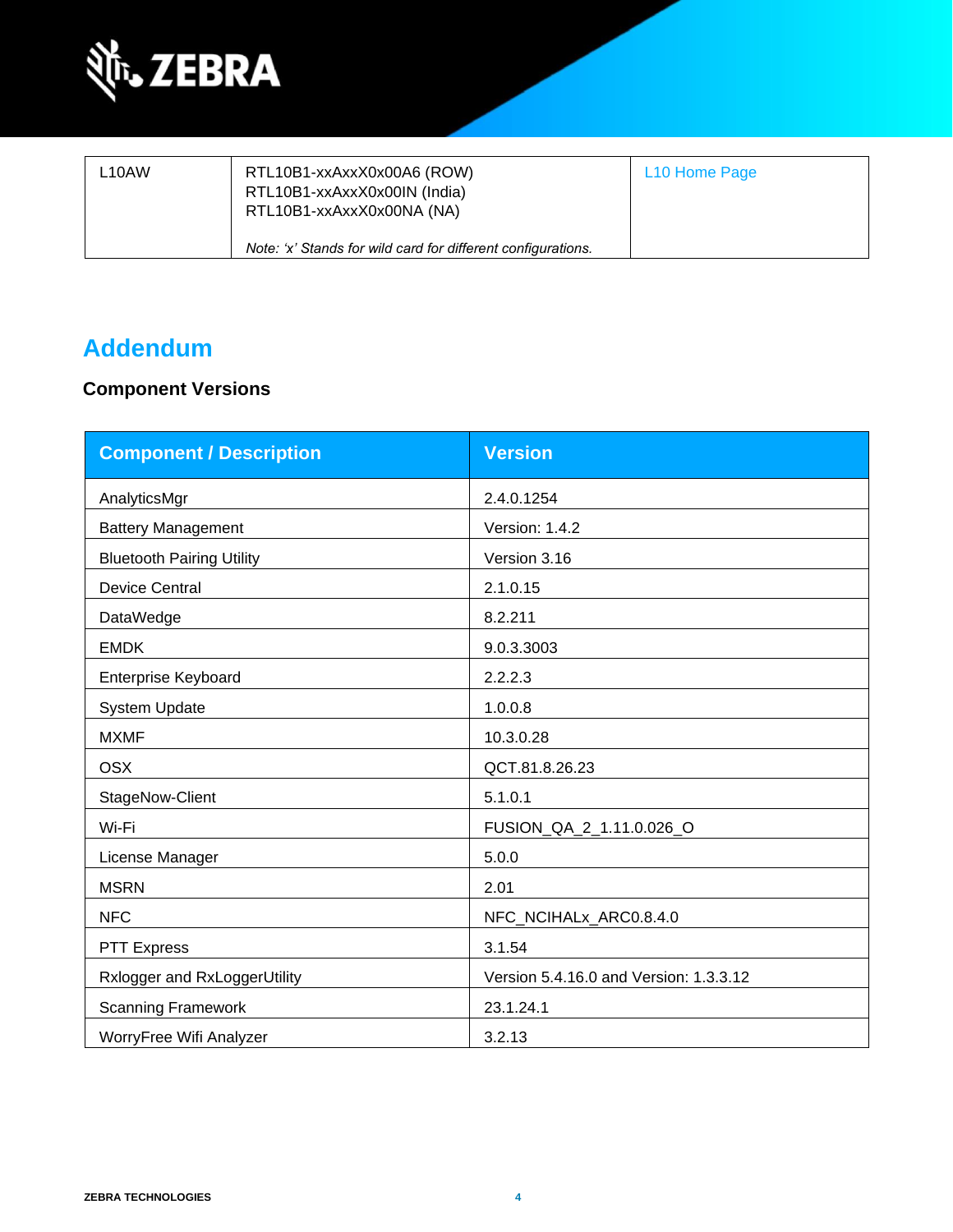| | | |
|---|---|---|
| L10AW | RTL10B1-xxAxxX0x00A6 (ROW)<br>RTL10B1-xxAxxX0x00IN (India)<br>RTL10B1-xxAxxX0x00NA (NA)<br><br>*Note: 'x' Stands for wild card for different configurations.* | L10 Home Page |

# Addendum

### Component Versions

| Component / Description | Version |
|---|---|
| AnalyticsMgr | 2.4.0.1254 |
| Battery Management | Version: 1.4.2 |
| Bluetooth Pairing Utility | Version 3.16 |
| Device Central | 2.1.0.15 |
| DataWedge | 8.2.211 |
| EMDK | 9.0.3.3003 |
| Enterprise Keyboard | 2.2.2.3 |
| System Update | 1.0.0.8 |
| MXMF | 10.3.0.28 |
| OSX | QCT.81.8.26.23 |
| StageNow-Client | 5.1.0.1 |
| Wi-Fi | FUSION_QA_2_1.11.0.026_O |
| License Manager | 5.0.0 |
| MSRN | 2.01 |
| NFC | NFC_NCIHALx_ARC0.8.4.0 |
| PTT Express | 3.1.54 |
| Rxlogger and RxLoggerUtility | Version 5.4.16.0 and Version: 1.3.3.12 |
| Scanning Framework | 23.1.24.1 |
| WorryFree Wifi Analyzer | 3.2.13 |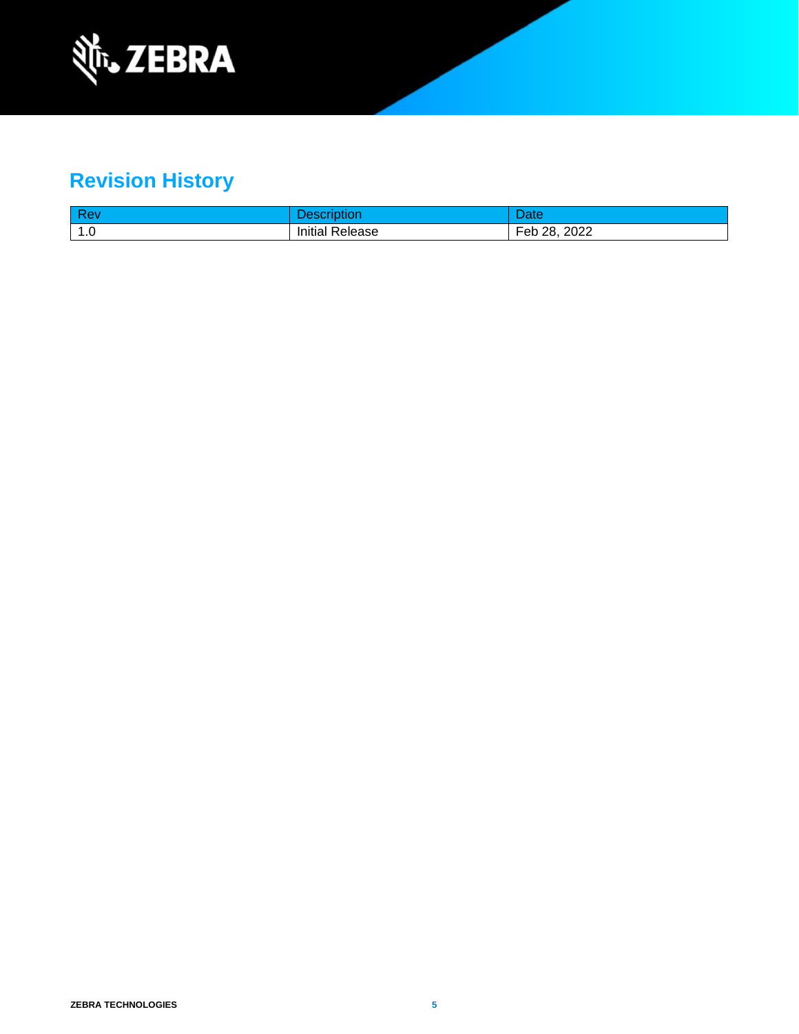## Revision History

| Rev | Description | Date |
|---|---|---|
| 1.0 | Initial Release | Feb 28, 2022 |